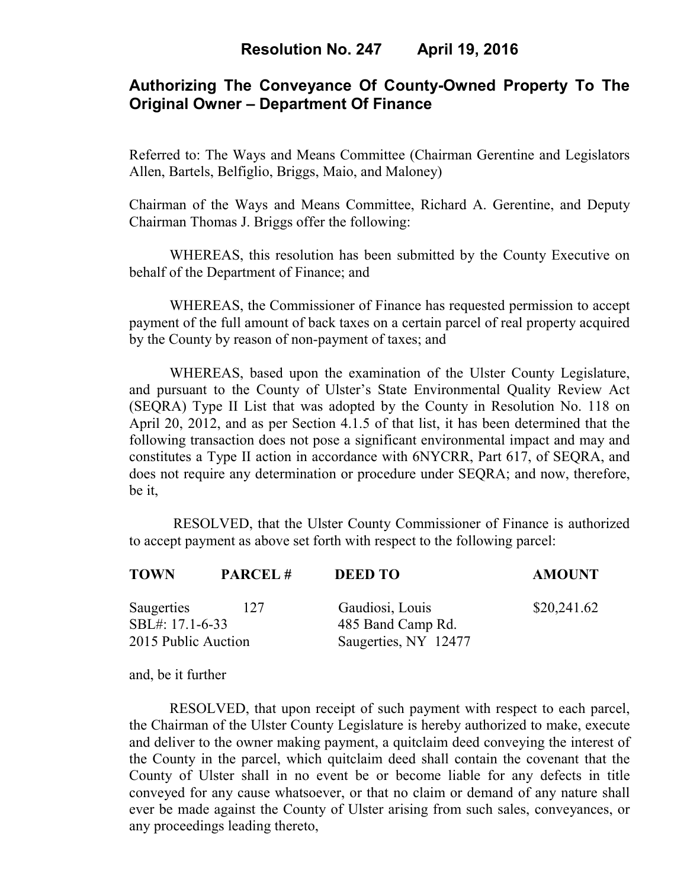# Resolution No. 247 April 19, 2016

## Authorizing The Conveyance Of County-Owned Property To The Original Owner – Department Of Finance

Referred to: The Ways and Means Committee (Chairman Gerentine and Legislators Allen, Bartels, Belfiglio, Briggs, Maio, and Maloney)

Chairman of the Ways and Means Committee, Richard A. Gerentine, and Deputy Chairman Thomas J. Briggs offer the following:

WHEREAS, this resolution has been submitted by the County Executive on behalf of the Department of Finance; and

WHEREAS, the Commissioner of Finance has requested permission to accept payment of the full amount of back taxes on a certain parcel of real property acquired by the County by reason of non-payment of taxes; and

WHEREAS, based upon the examination of the Ulster County Legislature, and pursuant to the County of Ulster's State Environmental Quality Review Act (SEQRA) Type II List that was adopted by the County in Resolution No. 118 on April 20, 2012, and as per Section 4.1.5 of that list, it has been determined that the following transaction does not pose a significant environmental impact and may and constitutes a Type II action in accordance with 6NYCRR, Part 617, of SEQRA, and does not require any determination or procedure under SEQRA; and now, therefore, be it,

RESOLVED, that the Ulster County Commissioner of Finance is authorized to accept payment as above set forth with respect to the following parcel:

| TOWN | PARCEL # | DEED TO | AMOUNT |
|---|---|---|---|
| Saugerties | 127 | Gaudiosi, Louis | $20,241.62 |
| SBL#: 17.1-6-33 | | 485 Band Camp Rd. | |
| 2015 Public Auction | | Saugerties, NY 12477 | |

and, be it further

RESOLVED, that upon receipt of such payment with respect to each parcel, the Chairman of the Ulster County Legislature is hereby authorized to make, execute and deliver to the owner making payment, a quitclaim deed conveying the interest of the County in the parcel, which quitclaim deed shall contain the covenant that the County of Ulster shall in no event be or become liable for any defects in title conveyed for any cause whatsoever, or that no claim or demand of any nature shall ever be made against the County of Ulster arising from such sales, conveyances, or any proceedings leading thereto,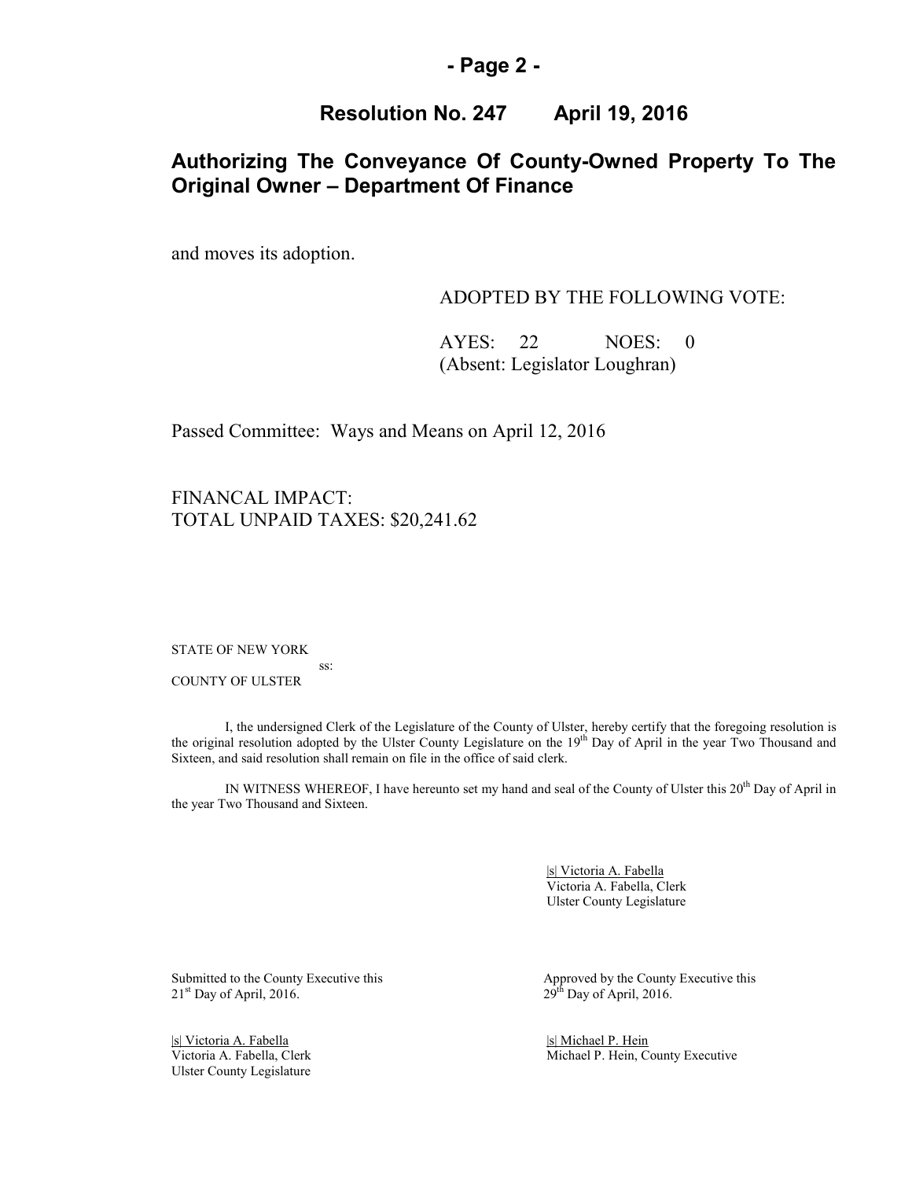## Resolution No. 247 April 19, 2016

## Authorizing The Conveyance Of County-Owned Property To The Original Owner – Department Of Finance

and moves its adoption.

ADOPTED BY THE FOLLOWING VOTE:

AYES: 22 NOES: 0
(Absent: Legislator Loughran)

Passed Committee: Ways and Means on April 12, 2016

FINANCAL IMPACT:
TOTAL UNPAID TAXES: $20,241.62

STATE OF NEW YORK
ss:
COUNTY OF ULSTER

I, the undersigned Clerk of the Legislature of the County of Ulster, hereby certify that the foregoing resolution is the original resolution adopted by the Ulster County Legislature on the 19th Day of April in the year Two Thousand and Sixteen, and said resolution shall remain on file in the office of said clerk.

IN WITNESS WHEREOF, I have hereunto set my hand and seal of the County of Ulster this 20th Day of April in the year Two Thousand and Sixteen.

|s| Victoria A. Fabella
Victoria A. Fabella, Clerk
Ulster County Legislature

Submitted to the County Executive this 21st Day of April, 2016.

|s| Victoria A. Fabella
Victoria A. Fabella, Clerk
Ulster County Legislature

Approved by the County Executive this 29th Day of April, 2016.

|s| Michael P. Hein
Michael P. Hein, County Executive